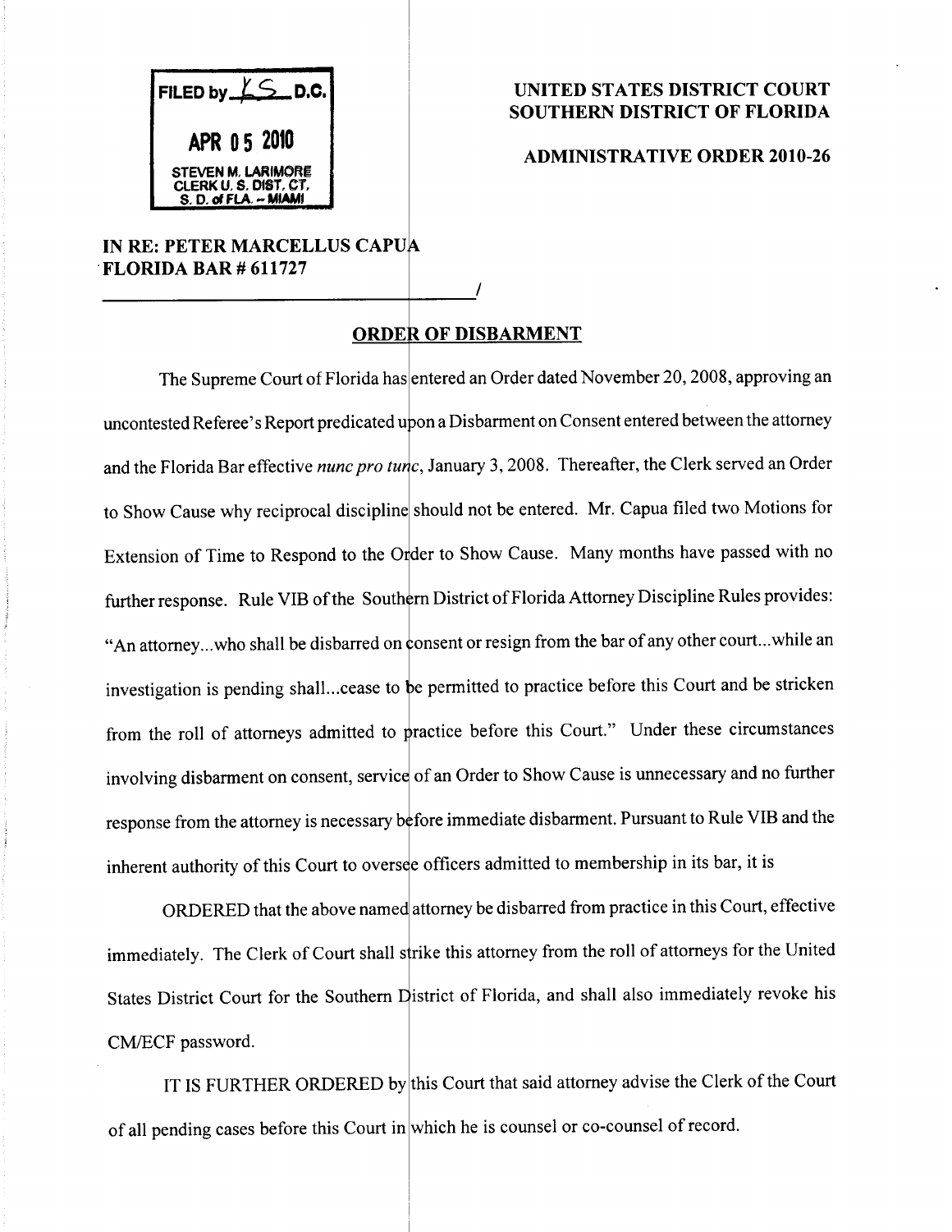FILED by LS D.C.

APR 05 2010

STEVEN M. LARIMORE
CLERK U. S. DIST. CT.
S. D. of FLA. – MIAMI

**UNITED STATES DISTRICT COURT**
**SOUTHERN DISTRICT OF FLORIDA**

**ADMINISTRATIVE ORDER 2010-26**

**IN RE: PETER MARCELLUS CAPUA**
**FLORIDA BAR # 611727**
______________________________________/

## ORDER OF DISBARMENT

The Supreme Court of Florida has entered an Order dated November 20, 2008, approving an uncontested Referee's Report predicated upon a Disbarment on Consent entered between the attorney and the Florida Bar effective *nunc pro tunc*, January 3, 2008. Thereafter, the Clerk served an Order to Show Cause why reciprocal discipline should not be entered. Mr. Capua filed two Motions for Extension of Time to Respond to the Order to Show Cause. Many months have passed with no further response. Rule VIB of the Southern District of Florida Attorney Discipline Rules provides: "An attorney...who shall be disbarred on consent or resign from the bar of any other court...while an investigation is pending shall...cease to be permitted to practice before this Court and be stricken from the roll of attorneys admitted to practice before this Court." Under these circumstances involving disbarment on consent, service of an Order to Show Cause is unnecessary and no further response from the attorney is necessary before immediate disbarment. Pursuant to Rule VIB and the inherent authority of this Court to oversee officers admitted to membership in its bar, it is

ORDERED that the above named attorney be disbarred from practice in this Court, effective immediately. The Clerk of Court shall strike this attorney from the roll of attorneys for the United States District Court for the Southern District of Florida, and shall also immediately revoke his CM/ECF password.

IT IS FURTHER ORDERED by this Court that said attorney advise the Clerk of the Court of all pending cases before this Court in which he is counsel or co-counsel of record.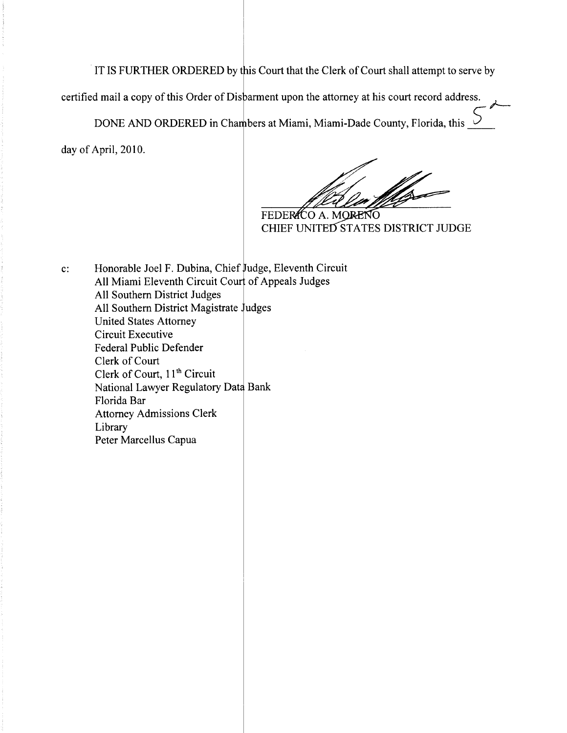IT IS FURTHER ORDERED by this Court that the Clerk of Court shall attempt to serve by certified mail a copy of this Order of Disbarment upon the attorney at his court record address.

DONE AND ORDERED in Chambers at Miami, Miami-Dade County, Florida, this 5th day of April, 2010.

FEDERICO A. MORENO
CHIEF UNITED STATES DISTRICT JUDGE

c: Honorable Joel F. Dubina, Chief Judge, Eleventh Circuit
All Miami Eleventh Circuit Court of Appeals Judges
All Southern District Judges
All Southern District Magistrate Judges
United States Attorney
Circuit Executive
Federal Public Defender
Clerk of Court
Clerk of Court, 11th Circuit
National Lawyer Regulatory Data Bank
Florida Bar
Attorney Admissions Clerk
Library
Peter Marcellus Capua